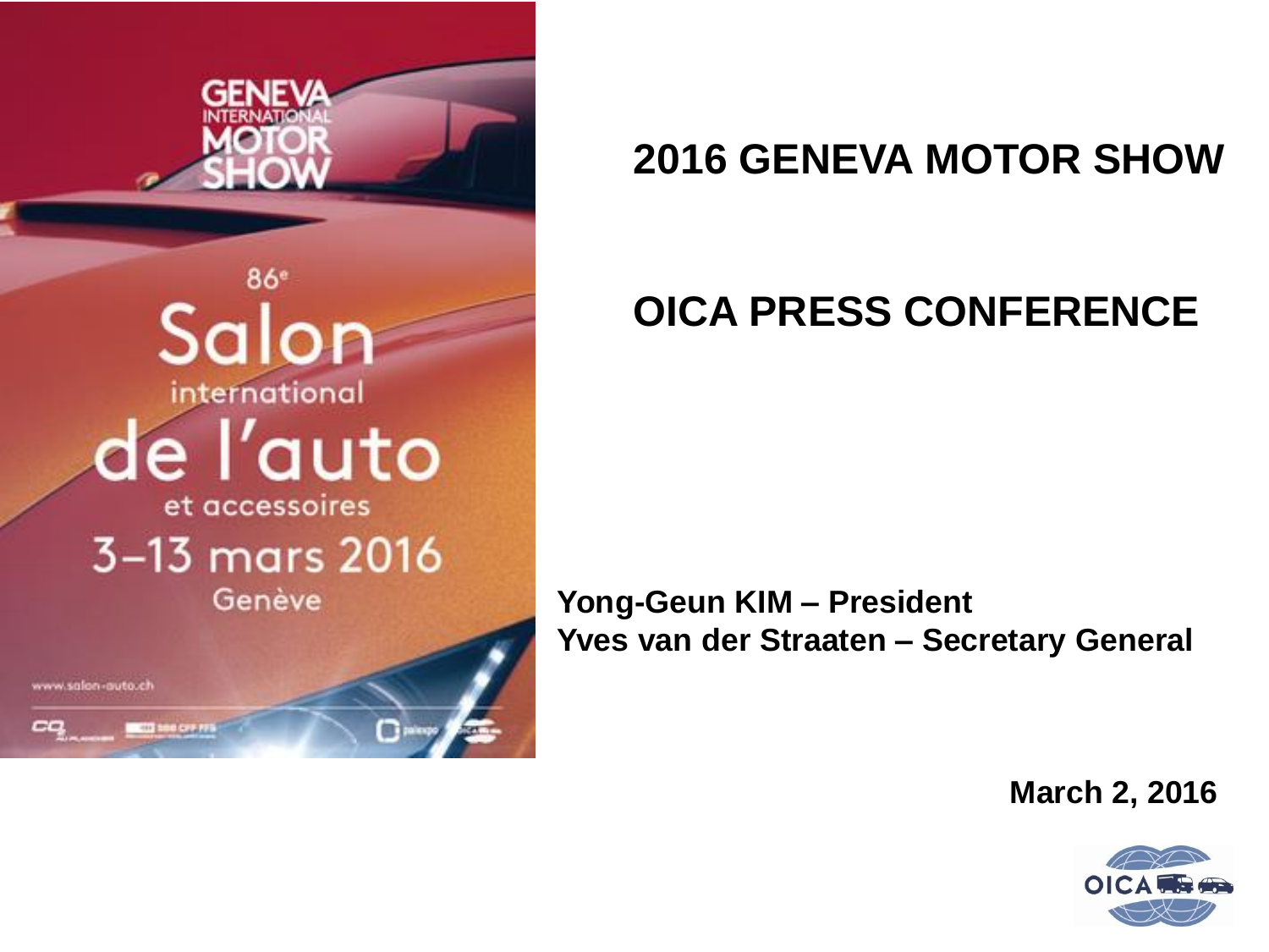# 2016 GENEVA MOTOR SHOW

# OICA PRESS CONFERENCE

**Yong-Geun KIM – President**
**Yves van der Straaten – Secretary General**

**March 2, 2016**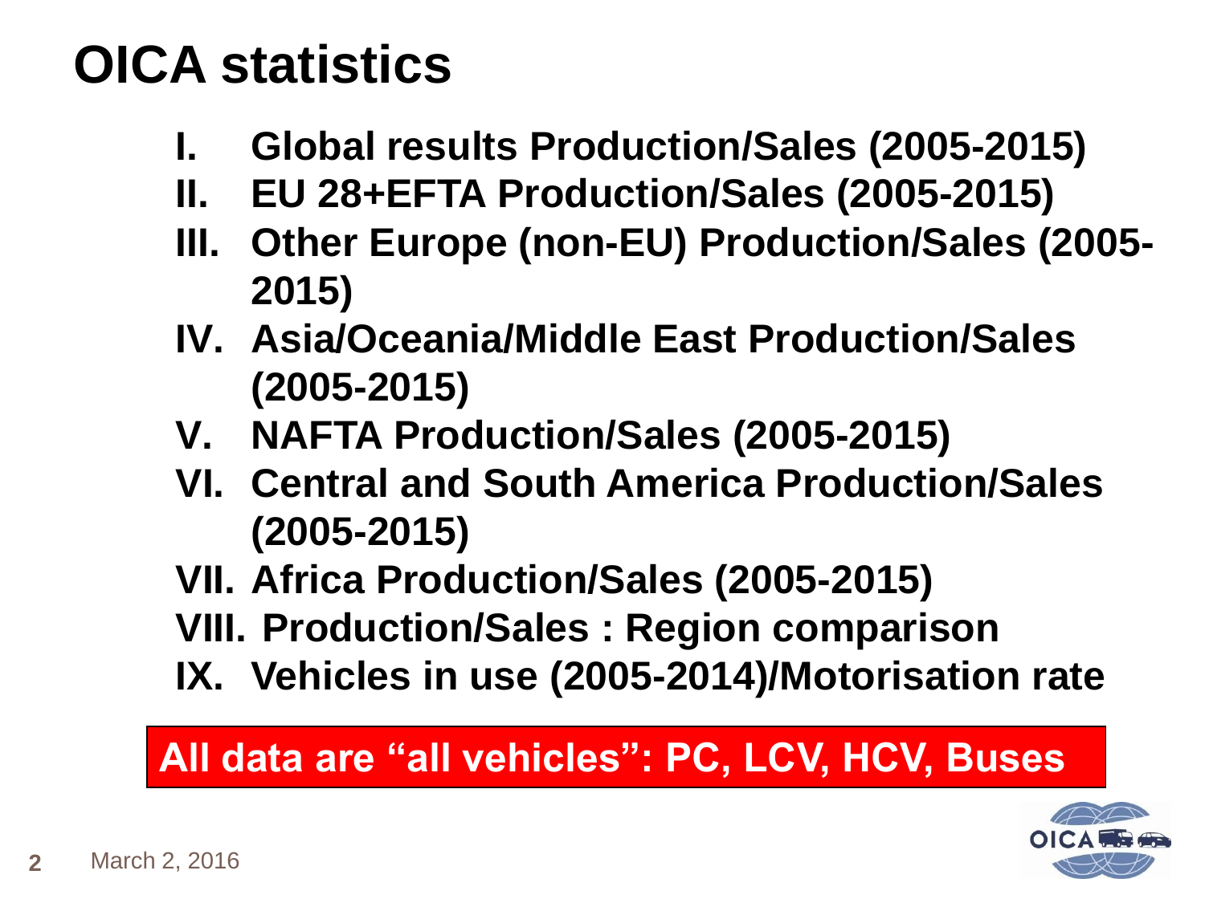# OICA statistics

- **I. Global results Production/Sales (2005-2015)**
- **II. EU 28+EFTA Production/Sales (2005-2015)**
- **III. Other Europe (non-EU) Production/Sales (2005-2015)**
- **IV. Asia/Oceania/Middle East Production/Sales (2005-2015)**
- **V. NAFTA Production/Sales (2005-2015)**
- **VI. Central and South America Production/Sales (2005-2015)**
- **VII. Africa Production/Sales (2005-2015)**
- **VIII. Production/Sales : Region comparison**
- **IX. Vehicles in use (2005-2014)/Motorisation rate**

**All data are "all vehicles": PC, LCV, HCV, Buses**

March 2, 2016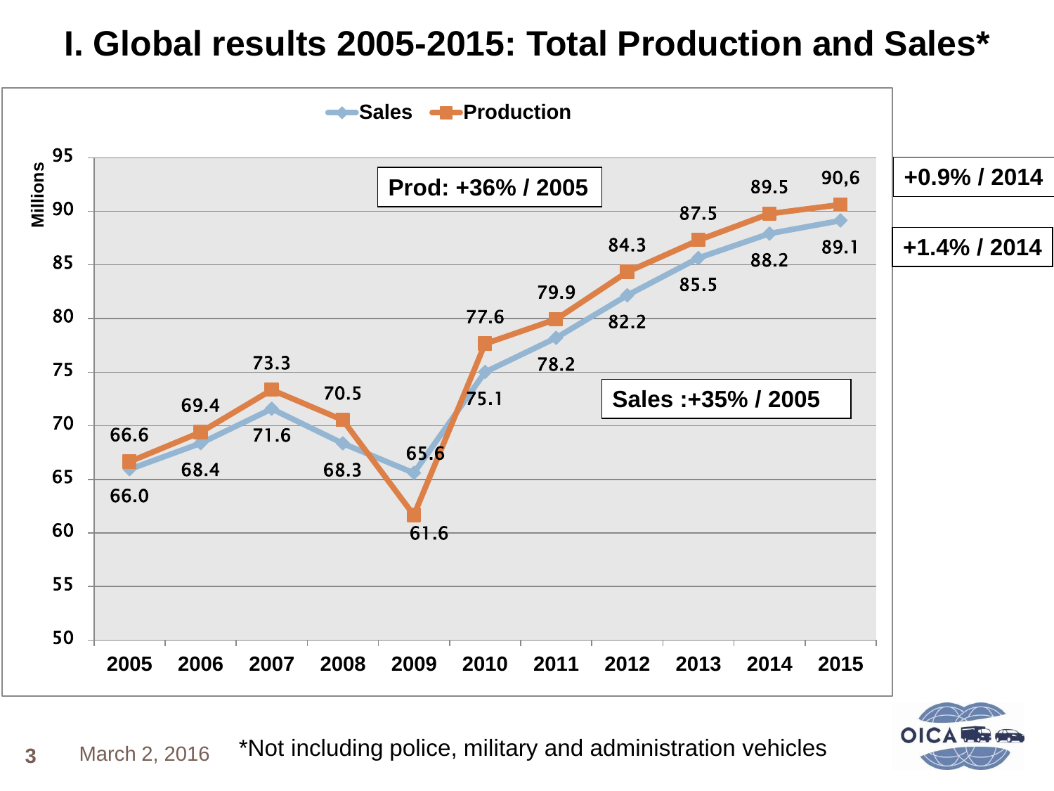# I. Global results 2005-2015: Total Production and Sales*

Sales / Production (Millions)

| Year | Sales | Production |
|---|---|---|
| 2005 | 66.0 | 66.6 |
| 2006 | 68.4 | 69.4 |
| 2007 | 71.6 | 73.3 |
| 2008 | 68.3 | 70.5 |
| 2009 | 65.6 | 61.6 |
| 2010 | 75.1 | 77.6 |
| 2011 | 78.2 | 79.9 |
| 2012 | 82.2 | 84.3 |
| 2013 | 85.5 | 87.5 |
| 2014 | 88.2 | 89.5 |
| 2015 | 89.1 | 90,6 |

Prod: +36% / 2005

Sales :+35% / 2005

+0.9% / 2014

+1.4% / 2014

March 2, 2016

*Not including police, military and administration vehicles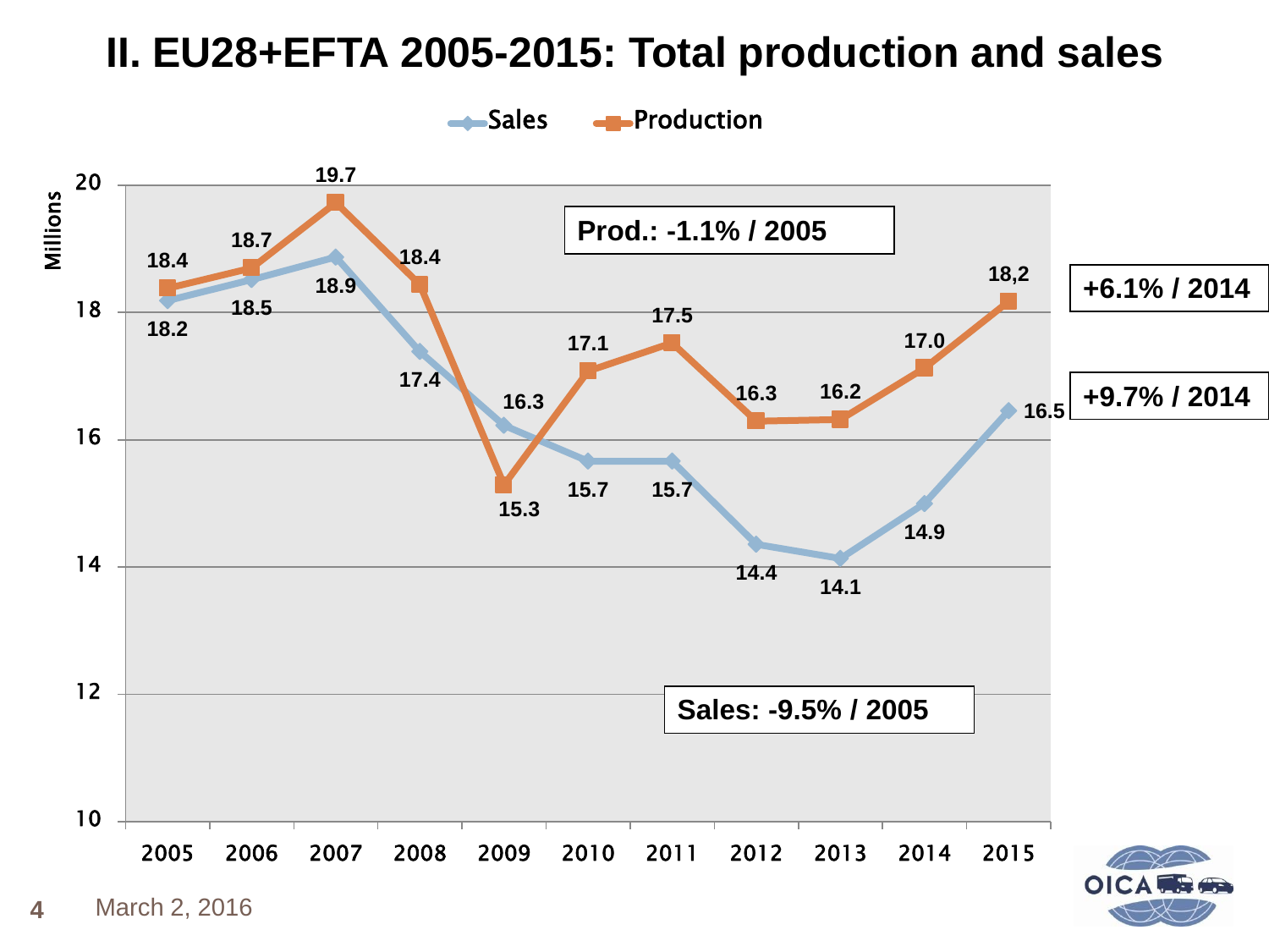# II. EU28+EFTA 2005-2015: Total production and sales

Millions

| Year | Sales | Production |
|---|---|---|
| 2005 | 18.2 | 18.4 |
| 2006 | 18.5 | 18.7 |
| 2007 | 18.9 | 19.7 |
| 2008 | 17.4 | 18.4 |
| 2009 | 16.3 | 15.3 |
| 2010 | 15.7 | 17.1 |
| 2011 | 15.7 | 17.5 |
| 2012 | 14.4 | 16.3 |
| 2013 | 14.1 | 16.2 |
| 2014 | 14.9 | 17.0 |
| 2015 | 16.5 | 18,2 |

**Prod.: -1.1% / 2005**

**Sales: -9.5% / 2005**

**+6.1% / 2014**

**+9.7% / 2014**

March 2, 2016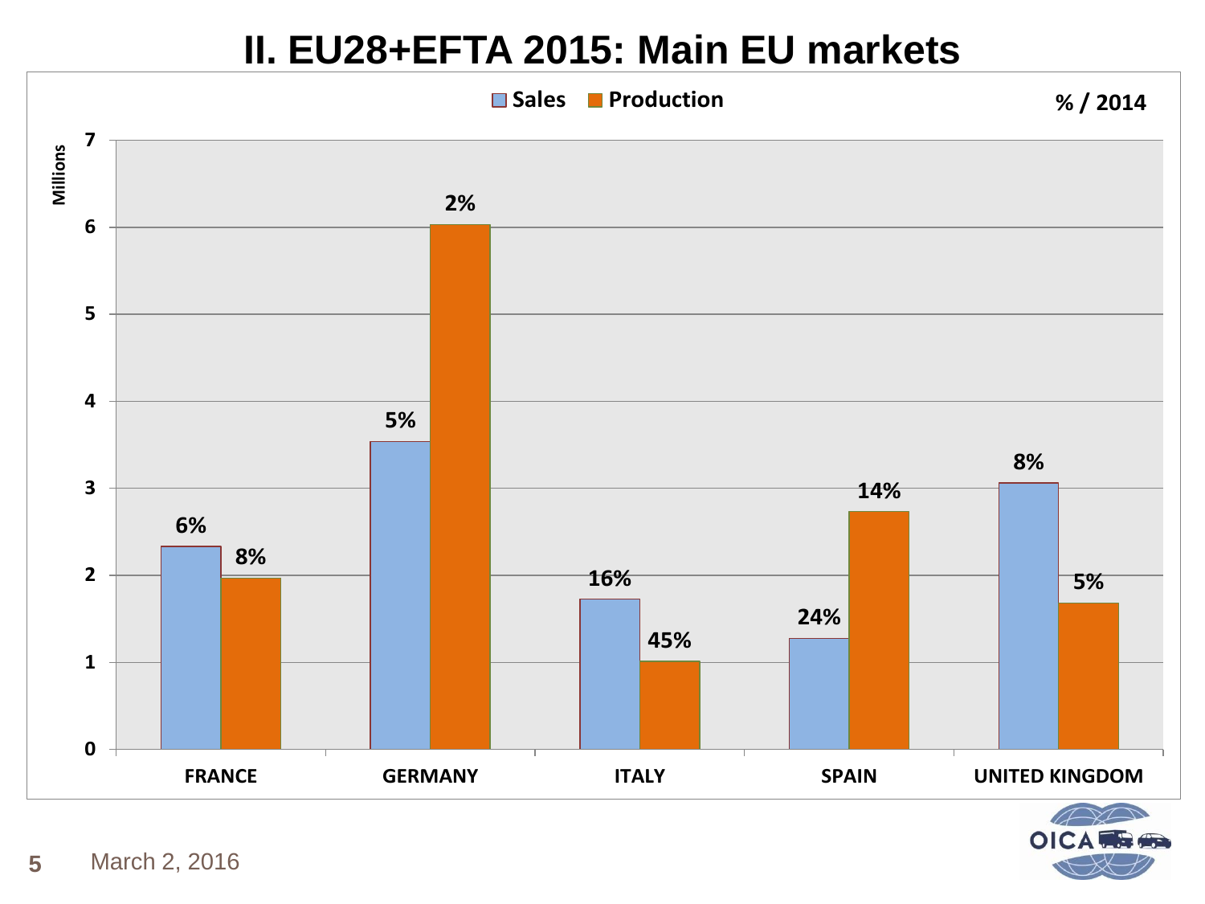# II. EU28+EFTA 2015: Main EU markets

Sales / Production — % / 2014

Millions

| Country | Sales (% / 2014) | Production (% / 2014) |
|---|---|---|
| FRANCE | 6% | 8% |
| GERMANY | 5% | 2% |
| ITALY | 16% | 45% |
| SPAIN | 24% | 14% |
| UNITED KINGDOM | 8% | 5% |

March 2, 2016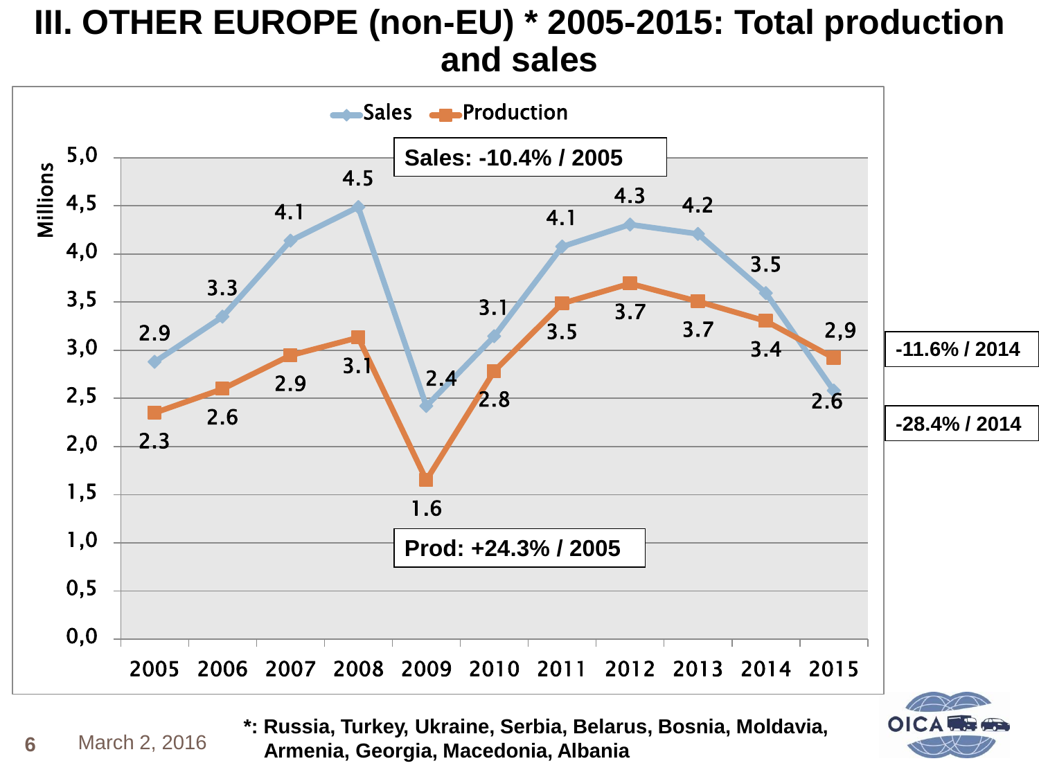# III. OTHER EUROPE (non-EU) * 2005-2015: Total production and sales

Millions

Sales — Production

Sales: -10.4% / 2005

Prod: +24.3% / 2005

| Year | Sales | Production |
|---|---|---|
| 2005 | 2.9 | 2.3 |
| 2006 | 3.3 | 2.6 |
| 2007 | 4.1 | 2.9 |
| 2008 | 4.5 | 3.1 |
| 2009 | 2.4 | 1.6 |
| 2010 | 3.1 | 2.8 |
| 2011 | 4.1 | 3.5 |
| 2012 | 4.3 | 3.7 |
| 2013 | 4.2 | 3.7 |
| 2014 | 3.5 | 3.4 |
| 2015 | 2.6 | 2,9 |

-11.6% / 2014

-28.4% / 2014

*: Russia, Turkey, Ukraine, Serbia, Belarus, Bosnia, Moldavia, Armenia, Georgia, Macedonia, Albania

March 2, 2016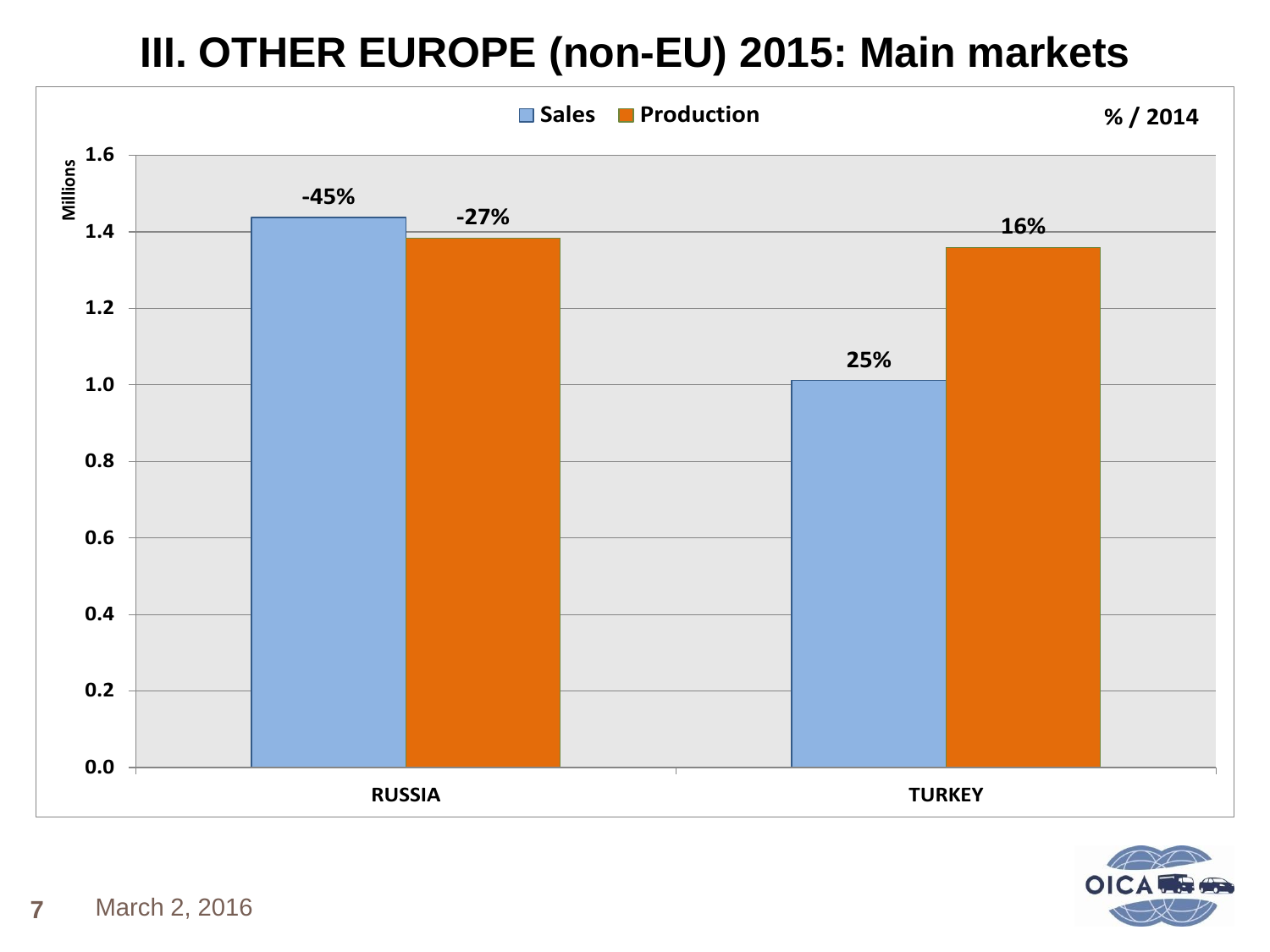# III. OTHER EUROPE (non-EU) 2015: Main markets

Legend: Sales, Production

% / 2014

Millions

| | Sales | Production |
|---|---|---|
| RUSSIA | -45% | -27% |
| TURKEY | 25% | 16% |

March 2, 2016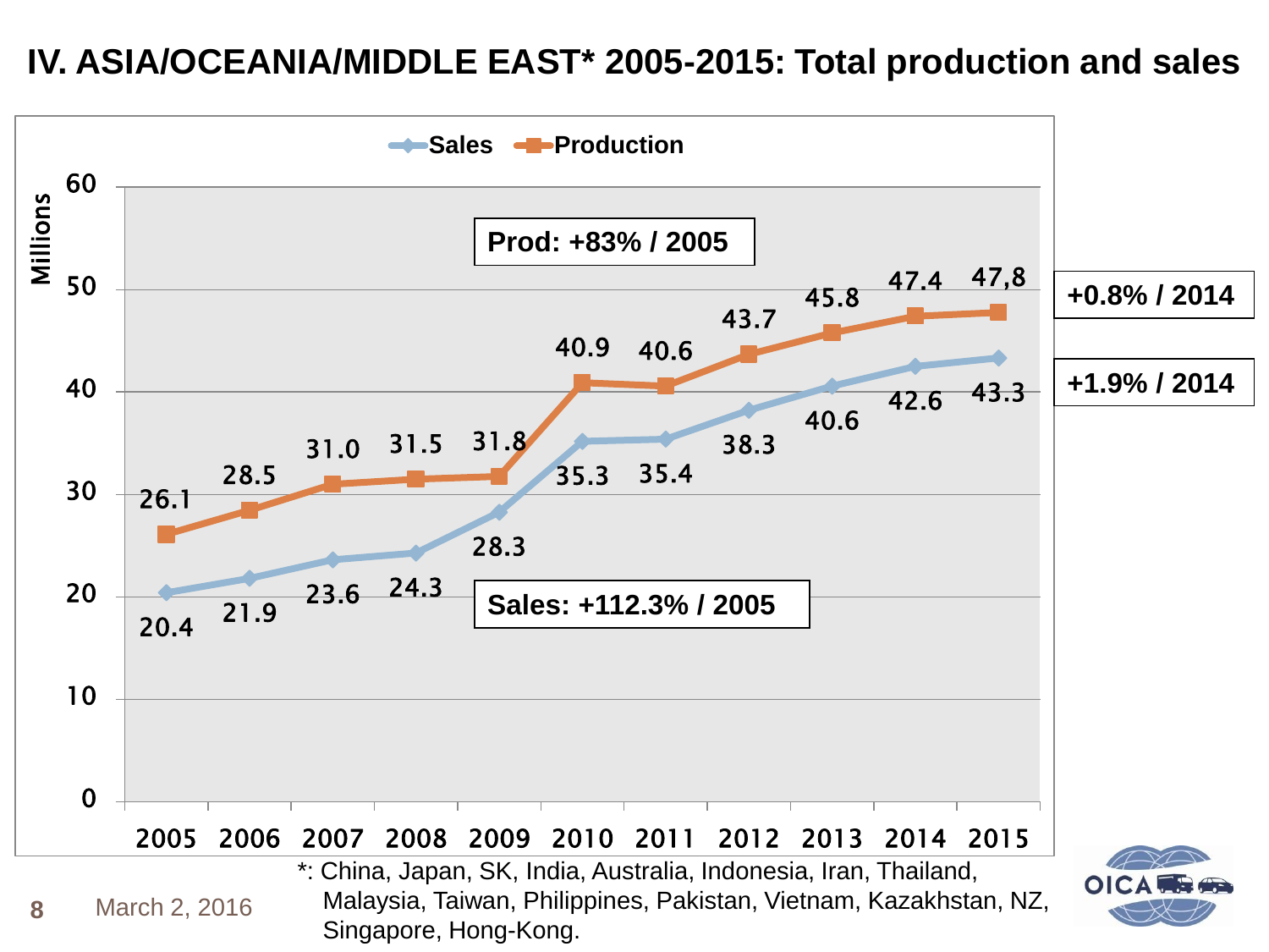# IV. ASIA/OCEANIA/MIDDLE EAST* 2005-2015: Total production and sales

Millions

| Year | Sales | Production |
|---|---|---|
| 2005 | 20.4 | 26.1 |
| 2006 | 21.9 | 28.5 |
| 2007 | 23.6 | 31.0 |
| 2008 | 24.3 | 31.5 |
| 2009 | 28.3 | 31.8 |
| 2010 | 35.3 | 40.9 |
| 2011 | 35.4 | 40.6 |
| 2012 | 38.3 | 43.7 |
| 2013 | 40.6 | 45.8 |
| 2014 | 42.6 | 47.4 |
| 2015 | 43.3 | 47,8 |

**Prod: +83% / 2005**

**Sales: +112.3% / 2005**

**+0.8% / 2014**

**+1.9% / 2014**

*: China, Japan, SK, India, Australia, Indonesia, Iran, Thailand, Malaysia, Taiwan, Philippines, Pakistan, Vietnam, Kazakhstan, NZ, Singapore, Hong-Kong.

March 2, 2016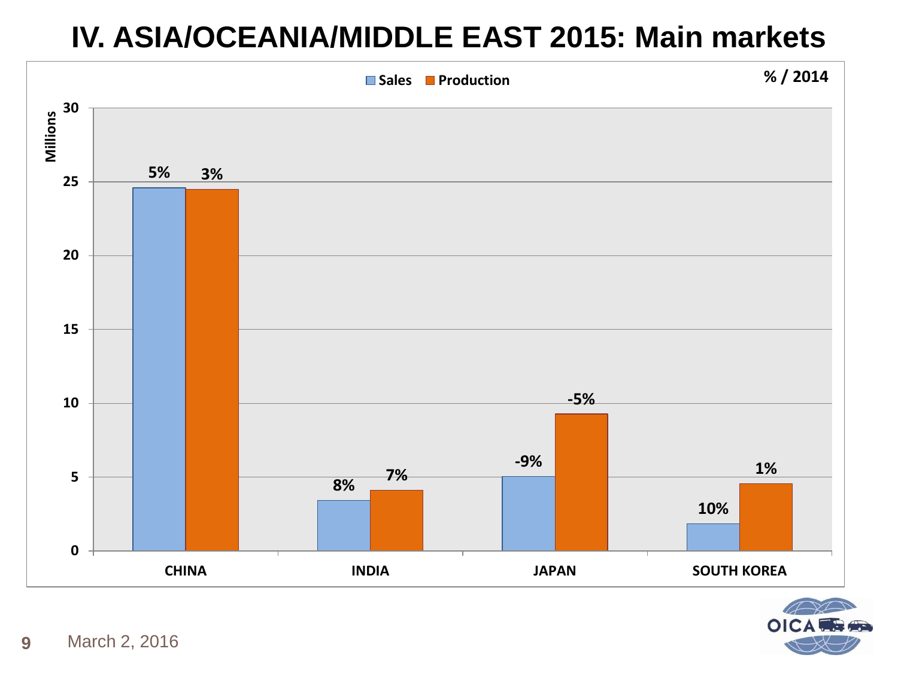# IV. ASIA/OCEANIA/MIDDLE EAST 2015: Main markets

Millions

% / 2014

| | Sales | Production |
|---|---|---|
| CHINA | 5% | 3% |
| INDIA | 8% | 7% |
| JAPAN | -9% | -5% |
| SOUTH KOREA | 10% | 1% |

March 2, 2016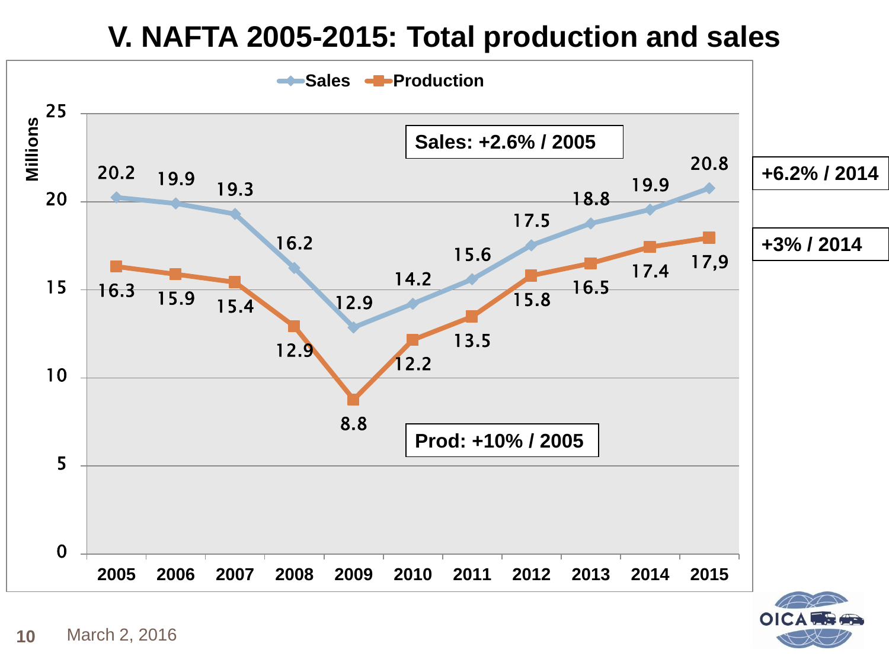# V. NAFTA 2005-2015: Total production and sales

Millions

| Year | Sales | Production |
|---|---|---|
| 2005 | 20.2 | 16.3 |
| 2006 | 19.9 | 15.9 |
| 2007 | 19.3 | 15.4 |
| 2008 | 16.2 | 12.9 |
| 2009 | 12.9 | 8.8 |
| 2010 | 14.2 | 12.2 |
| 2011 | 15.6 | 13.5 |
| 2012 | 17.5 | 15.8 |
| 2013 | 18.8 | 16.5 |
| 2014 | 19.9 | 17.4 |
| 2015 | 20.8 | 17,9 |

**Sales: +2.6% / 2005**

**Prod: +10% / 2005**

**+6.2% / 2014**

**+3% / 2014**

March 2, 2016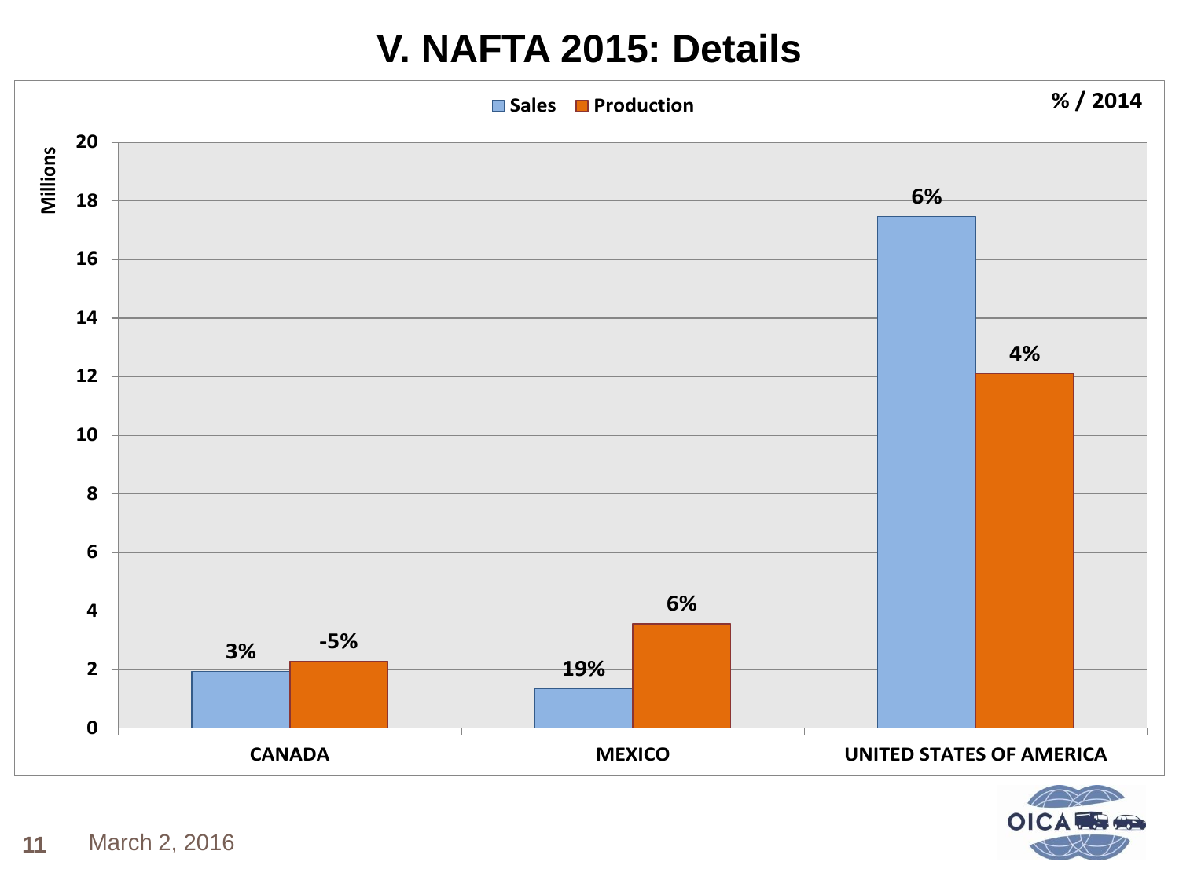# V. NAFTA 2015: Details

Sales | Production

% / 2014

Millions

| | Sales | Production |
|---|---|---|
| CANADA | 3% | -5% |
| MEXICO | 19% | 6% |
| UNITED STATES OF AMERICA | 6% | 4% |

March 2, 2016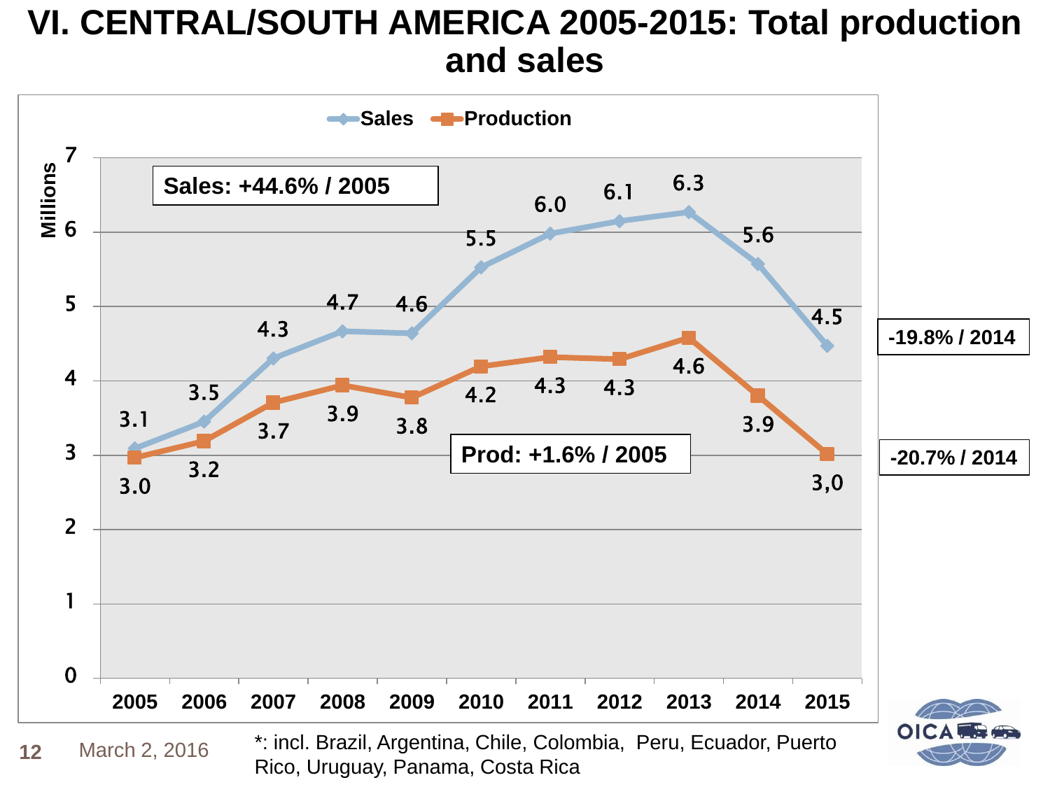# VI. CENTRAL/SOUTH AMERICA 2005-2015: Total production and sales

Sales / Production (Millions)

| Year | Sales | Production |
|---|---|---|
| 2005 | 3.1 | 3.0 |
| 2006 | 3.5 | 3.2 |
| 2007 | 4.3 | 3.7 |
| 2008 | 4.7 | 3.9 |
| 2009 | 4.6 | 3.8 |
| 2010 | 5.5 | 4.2 |
| 2011 | 6.0 | 4.3 |
| 2012 | 6.1 | 4.3 |
| 2013 | 6.3 | 4.6 |
| 2014 | 5.6 | 3.9 |
| 2015 | 4.5 | 3,0 |

**Sales: +44.6% / 2005**

**Prod: +1.6% / 2005**

**-19.8% / 2014**

**-20.7% / 2014**

March 2, 2016

*: incl. Brazil, Argentina, Chile, Colombia, Peru, Ecuador, Puerto Rico, Uruguay, Panama, Costa Rica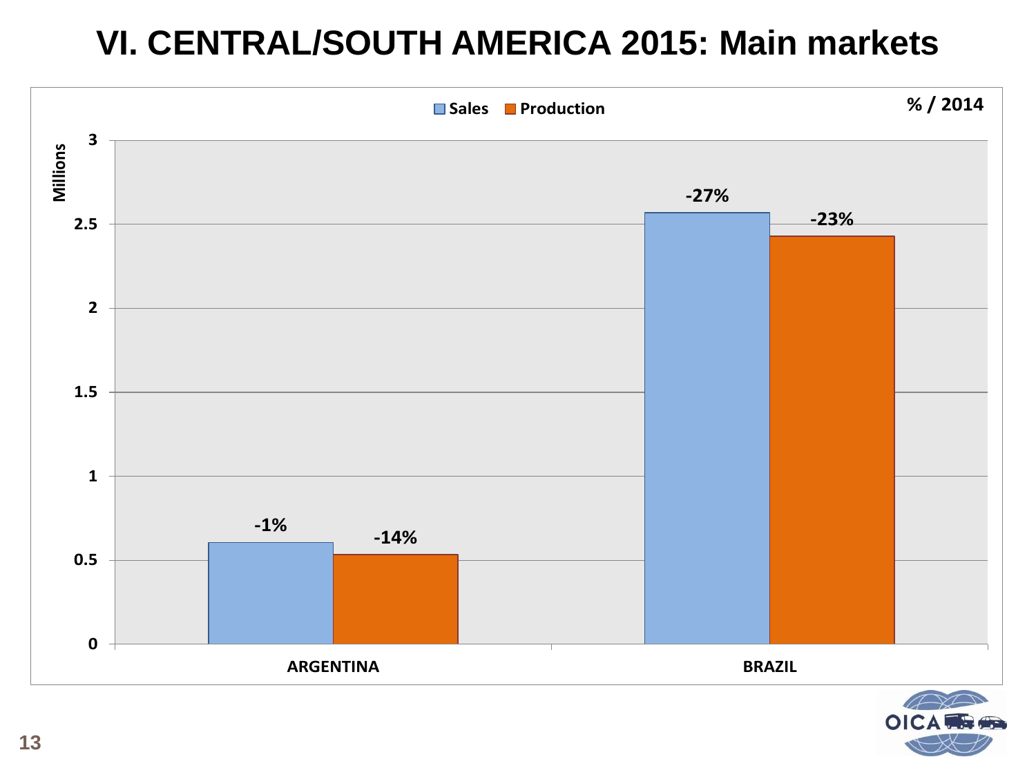# VI. CENTRAL/SOUTH AMERICA 2015: Main markets

% / 2014

| | Sales | Production |
|---|---|---|
| ARGENTINA | -1% | -14% |
| BRAZIL | -27% | -23% |

Millions

Sales ■ Production

3
2.5
2
1.5
1
0.5
0

ARGENTINA BRAZIL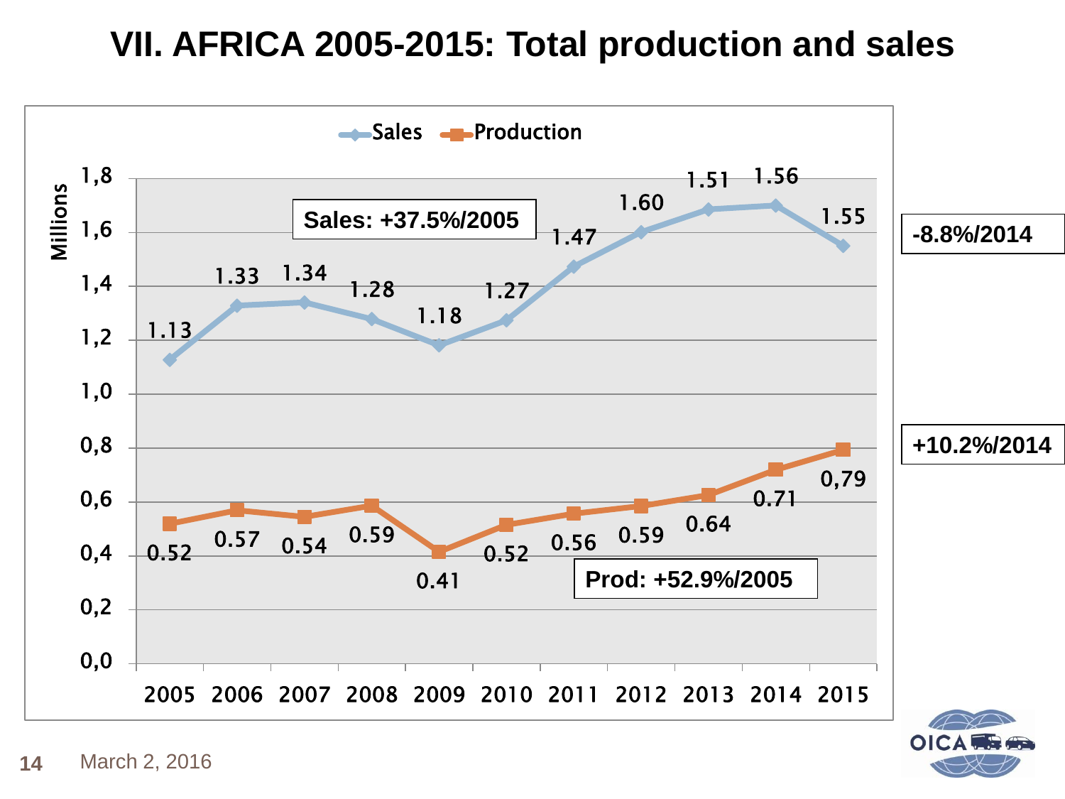# VII. AFRICA 2005-2015: Total production and sales

Millions

| Year | Sales | Production |
|---|---|---|
| 2005 | 1.13 | 0.52 |
| 2006 | 1.33 | 0.57 |
| 2007 | 1.34 | 0.54 |
| 2008 | 1.28 | 0.59 |
| 2009 | 1.18 | 0.41 |
| 2010 | 1.27 | 0.52 |
| 2011 | 1.47 | 0.56 |
| 2012 | 1.60 | 0.59 |
| 2013 | 1.51 | 0.64 |
| 2014 | 1.56 | 0.71 |
| 2015 | 1.55 | 0,79 |

**Sales: +37.5%/2005**

**Prod: +52.9%/2005**

**-8.8%/2014**

**+10.2%/2014**

March 2, 2016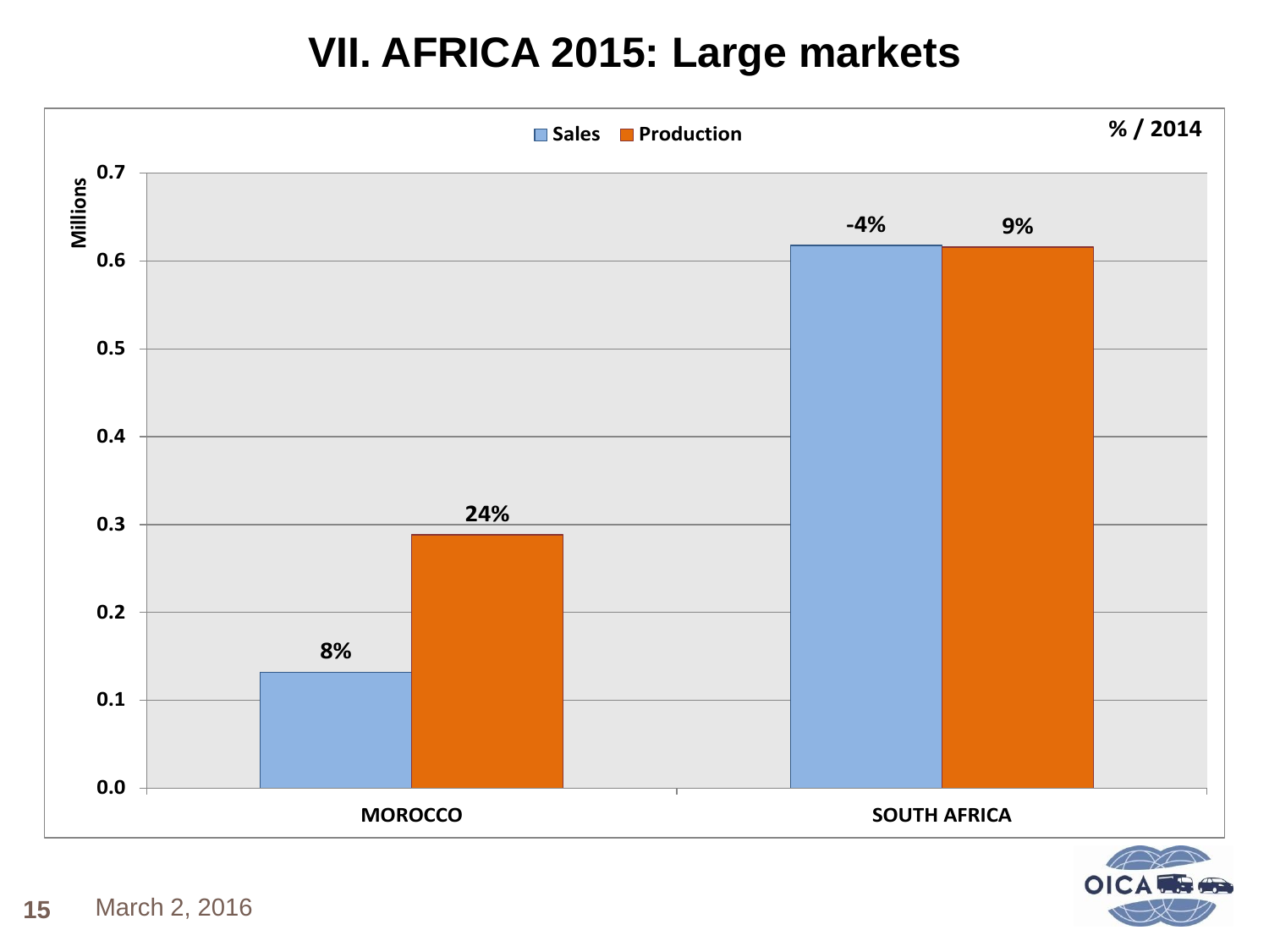# VII. AFRICA 2015: Large markets

| | Sales | Production |
|---|---|---|
| MOROCCO | 8% | 24% |
| SOUTH AFRICA | -4% | 9% |

% / 2014

Millions

March 2, 2016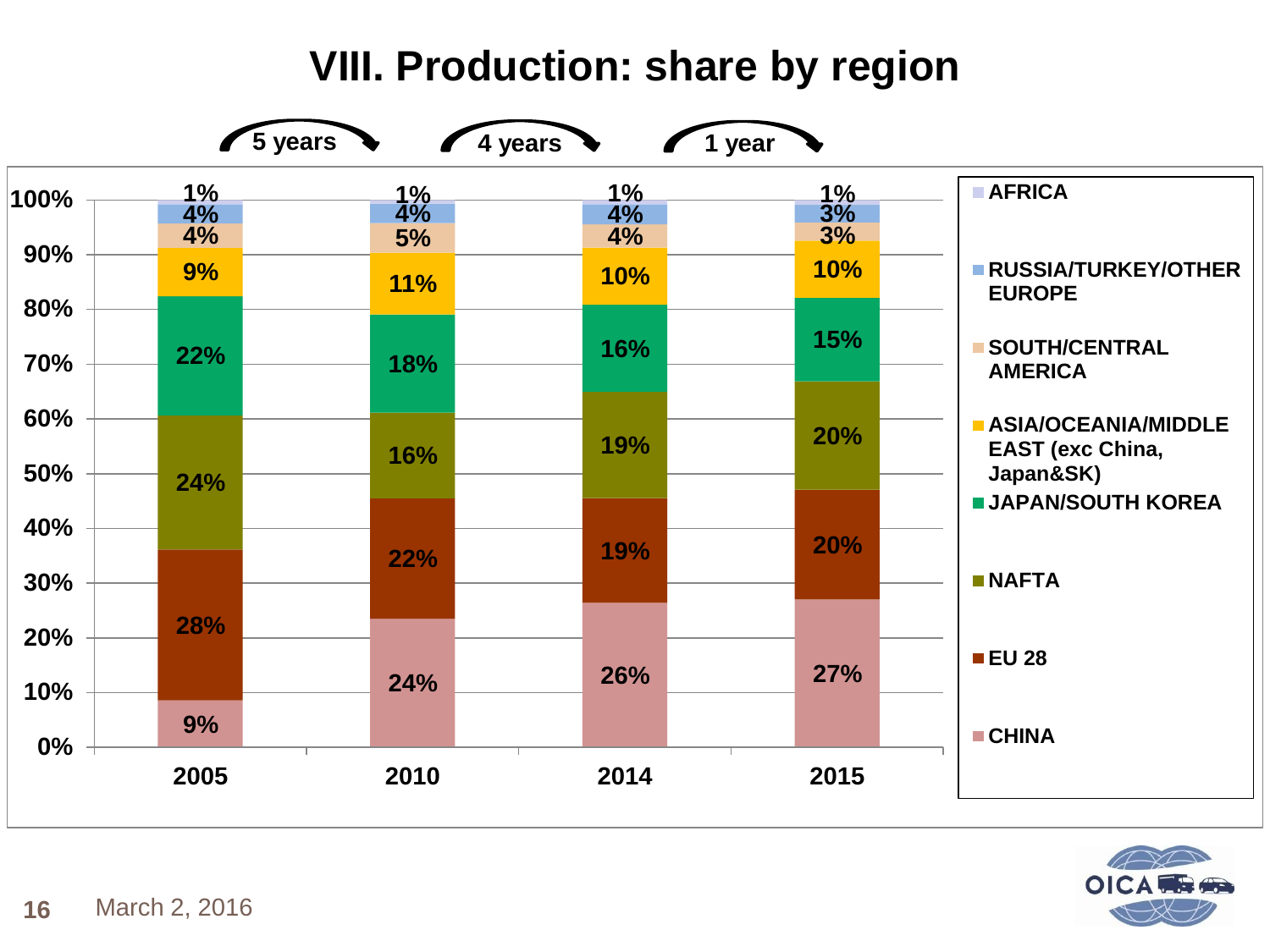# VIII. Production: share by region

5 years → 4 years → 1 year

| Region | 2005 | 2010 | 2014 | 2015 |
|---|---|---|---|---|
| AFRICA | 1% | 1% | 1% | 1% |
| RUSSIA/TURKEY/OTHER EUROPE | 4% | 4% | 4% | 3% |
| SOUTH/CENTRAL AMERICA | 4% | 5% | 4% | 3% |
| ASIA/OCEANIA/MIDDLE EAST (exc China, Japan&SK) | 9% | 11% | 10% | 10% |
| JAPAN/SOUTH KOREA | 22% | 18% | 16% | 15% |
| NAFTA | 24% | 16% | 19% | 20% |
| EU 28 | 28% | 22% | 19% | 20% |
| CHINA | 9% | 24% | 26% | 27% |

March 2, 2016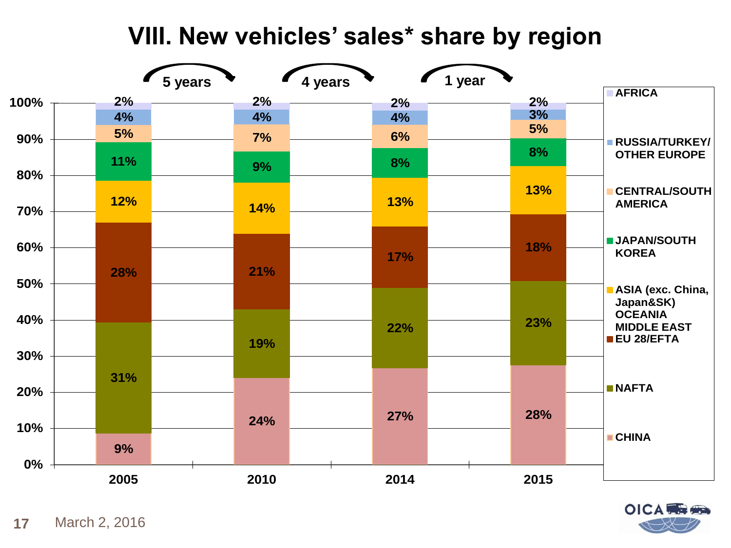# VIII. New vehicles' sales* share by region

| Region | 2005 | 2010 | 2014 | 2015 |
|---|---|---|---|---|
| AFRICA | 2% | 2% | 2% | 2% |
| RUSSIA/TURKEY/ OTHER EUROPE | 4% | 4% | 4% | 3% |
| CENTRAL/SOUTH AMERICA | 5% | 7% | 6% | 5% |
| JAPAN/SOUTH KOREA | 11% | 9% | 8% | 8% |
| ASIA (exc. China, Japan&SK) OCEANIA MIDDLE EAST | 12% | 14% | 13% | 13% |
| EU 28/EFTA | 28% | 21% | 17% | 18% |
| NAFTA | 31% | 19% | 22% | 23% |
| CHINA | 9% | 24% | 27% | 28% |

5 years (2005→2010), 4 years (2010→2014), 1 year (2014→2015)

March 2, 2016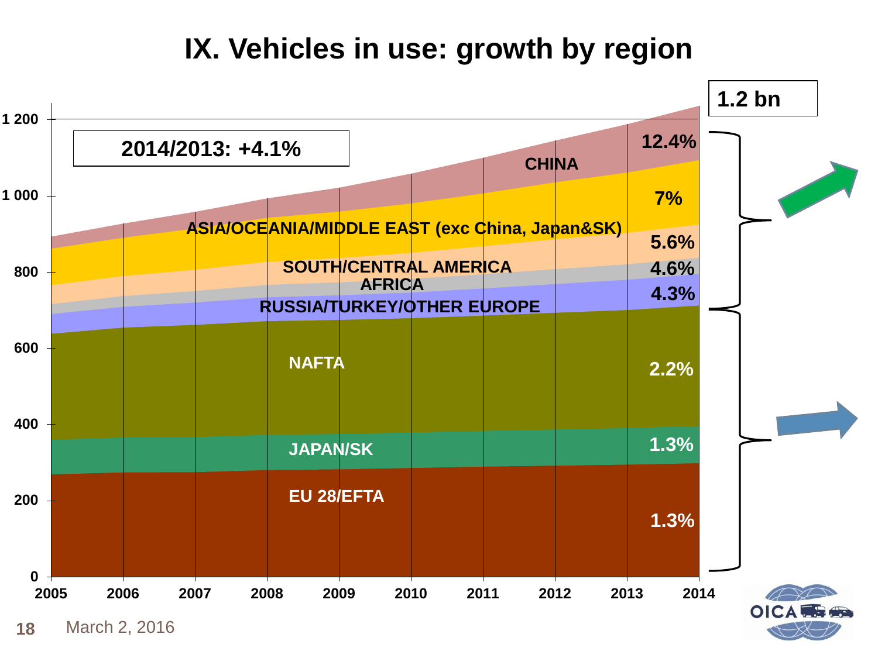# IX. Vehicles in use: growth by region

2014/2013: +4.1%

1.2 bn

| Region | Growth |
| --- | --- |
| CHINA | 12.4% |
| ASIA/OCEANIA/MIDDLE EAST (exc China, Japan&SK) | 7% |
| SOUTH/CENTRAL AMERICA | 5.6% |
| AFRICA | 4.6% |
| RUSSIA/TURKEY/OTHER EUROPE | 4.3% |
| NAFTA | 2.2% |
| JAPAN/SK | 1.3% |
| EU 28/EFTA | 1.3% |

March 2, 2016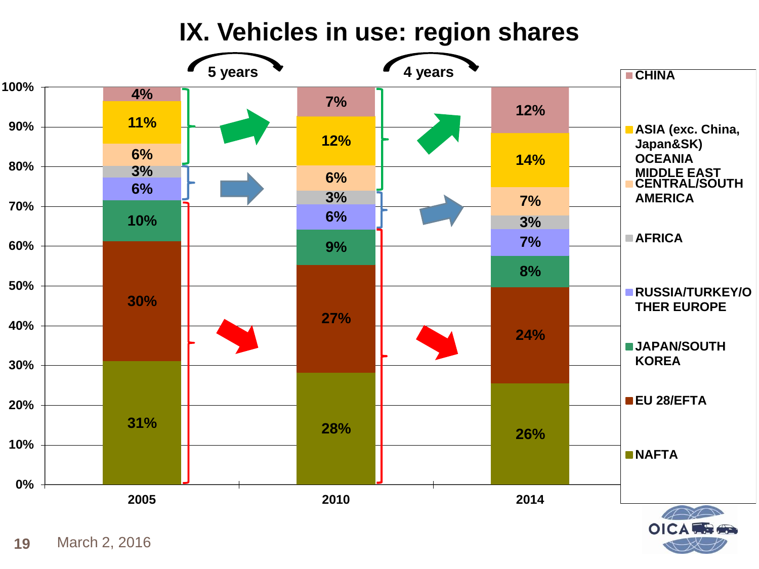# IX. Vehicles in use: region shares

5 years → 4 years

| Region | 2005 | 2010 | 2014 |
|---|---|---|---|
| CHINA | 4% | 7% | 12% |
| ASIA (exc. China, Japan&SK) OCEANIA MIDDLE EAST | 11% | 12% | 14% |
| CENTRAL/SOUTH AMERICA | 6% | 6% | 7% |
| AFRICA | 3% | 3% | 3% |
| RUSSIA/TURKEY/OTHER EUROPE | 6% | 6% | 7% |
| JAPAN/SOUTH KOREA | 10% | 9% | 8% |
| EU 28/EFTA | 30% | 27% | 24% |
| NAFTA | 31% | 28% | 26% |

March 2, 2016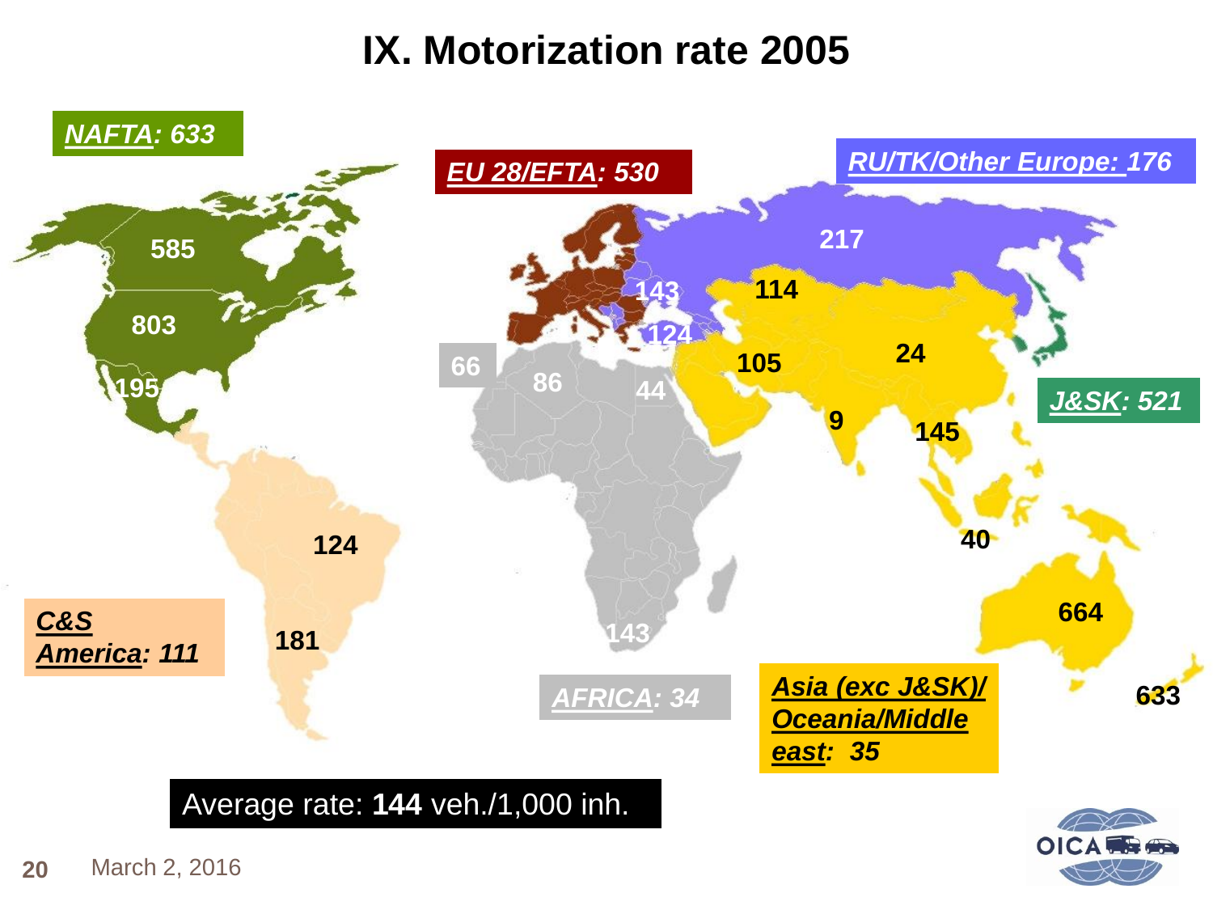# IX. Motorization rate 2005

**NAFTA: 633**

585

803

195

**EU 28/EFTA: 530**

**RU/TK/Other Europe: 176**

217

143

124

114

105

24

9

145

40

664

633

**J&SK: 521**

66

86

44

143

**AFRICA: 34**

**C&S America: 111**

124

181

**Asia (exc J&SK)/ Oceania/Middle east: 35**

Average rate: **144** veh./1,000 inh.

March 2, 2016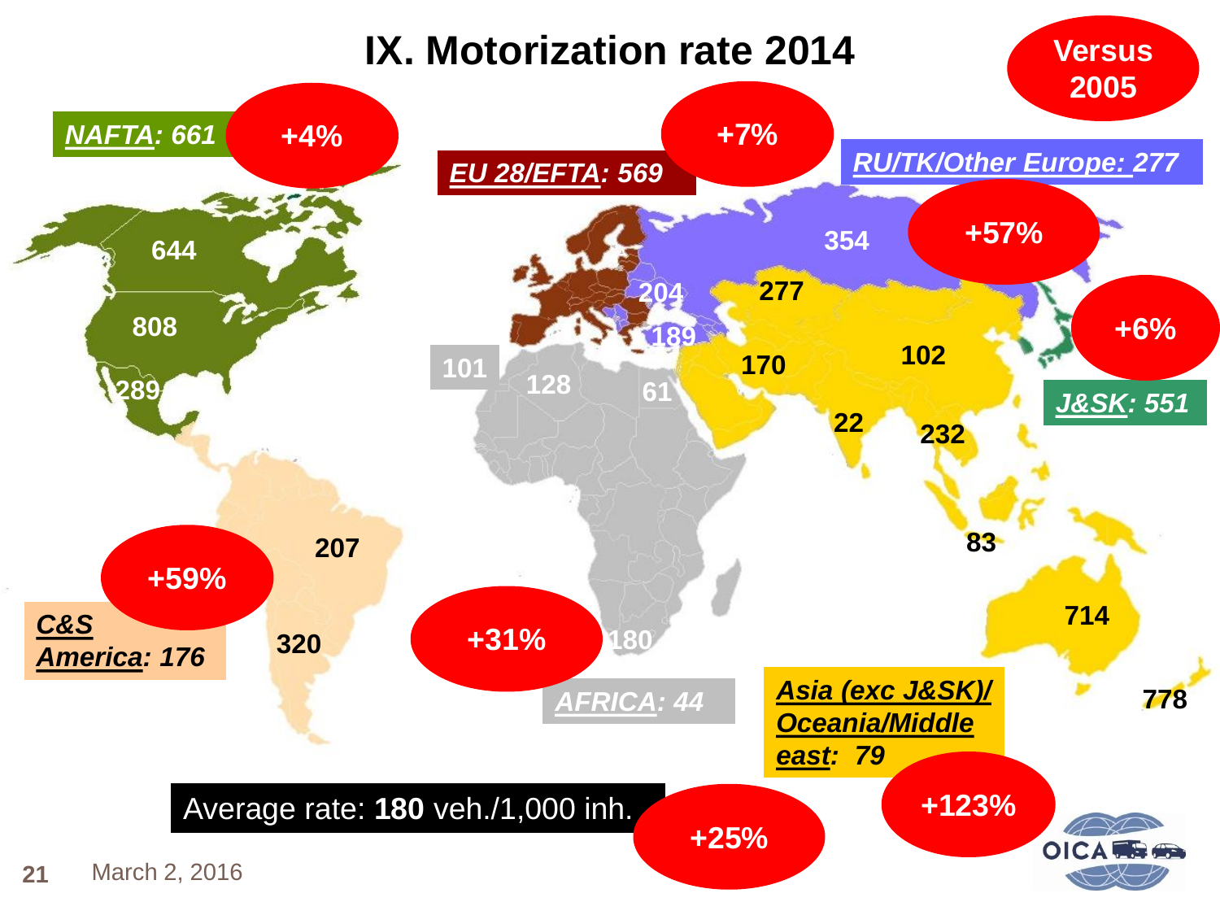# IX. Motorization rate 2014

Versus 2005

**NAFTA: 661** — +4%

**EU 28/EFTA: 569** — +7%

**RU/TK/Other Europe: 277** — +57%

**J&SK: 551** — +6%

**C&S America: 176** — +59%

**AFRICA: 44** — +31%

**Asia (exc J&SK)/ Oceania/Middle east: 79** — +123%

644

808

289

207

320

204

189

354

277

170

102

22

232

83

714

778

101

128

61

180

Average rate: **180** veh./1,000 inh. — +25%

March 2, 2016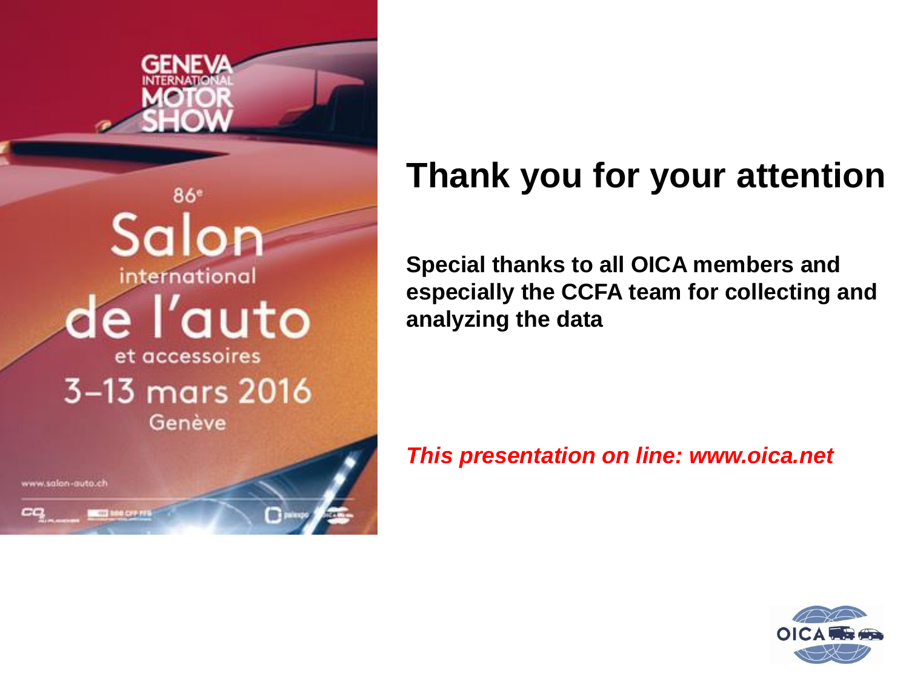# Thank you for your attention

**Special thanks to all OICA members and especially the CCFA team for collecting and analyzing the data**

***This presentation on line: www.oica.net***